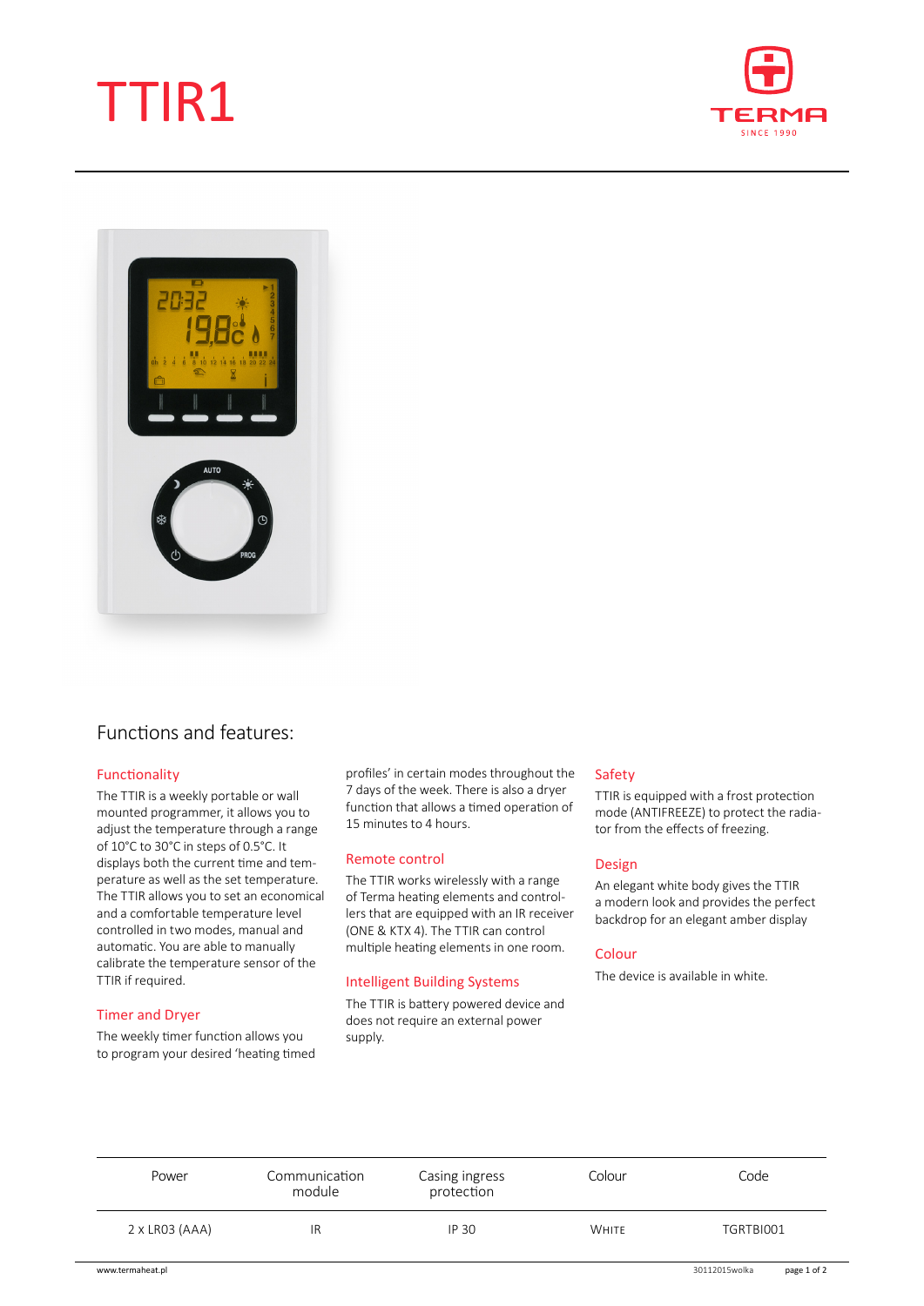# TTIR1

TERMA
SINCE 1990

## Functions and features:

### Functionality

The TTIR is a weekly portable or wall mounted programmer, it allows you to adjust the temperature through a range of 10°C to 30°C in steps of 0.5°C. It displays both the current time and temperature as well as the set temperature. The TTIR allows you to set an economical and a comfortable temperature level controlled in two modes, manual and automatic. You are able to manually calibrate the temperature sensor of the TTIR if required.

### Timer and Dryer

The weekly timer function allows you to program your desired 'heating timed profiles' in certain modes throughout the 7 days of the week. There is also a dryer function that allows a timed operation of 15 minutes to 4 hours.

### Remote control

The TTIR works wirelessly with a range of Terma heating elements and controllers that are equipped with an IR receiver (ONE & KTX 4). The TTIR can control multiple heating elements in one room.

### Intelligent Building Systems

The TTIR is battery powered device and does not require an external power supply.

### Safety

TTIR is equipped with a frost protection mode (ANTIFREEZE) to protect the radiator from the effects of freezing.

### Design

An elegant white body gives the TTIR a modern look and provides the perfect backdrop for an elegant amber display

### Colour

The device is available in white.

| Power | Communication module | Casing ingress protection | Colour | Code |
|---|---|---|---|---|
| 2 x LR03 (AAA) | IR | IP 30 | White | TGRTBI001 |

www.termaheat.pl

30112015wolka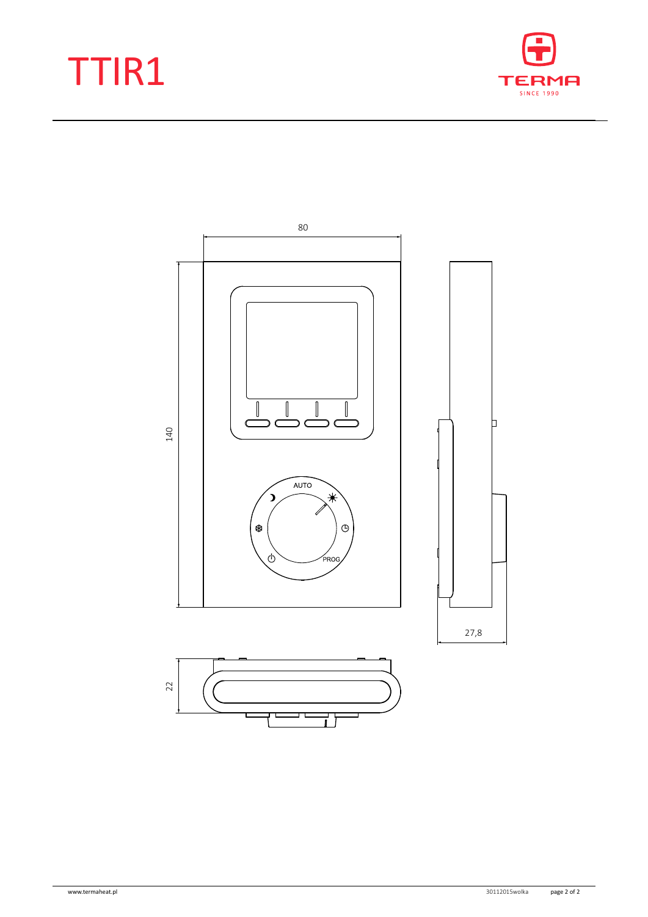# TTIR1

TERMA
SINCE 1990

80

140

AUTO

PROG

27,8

22